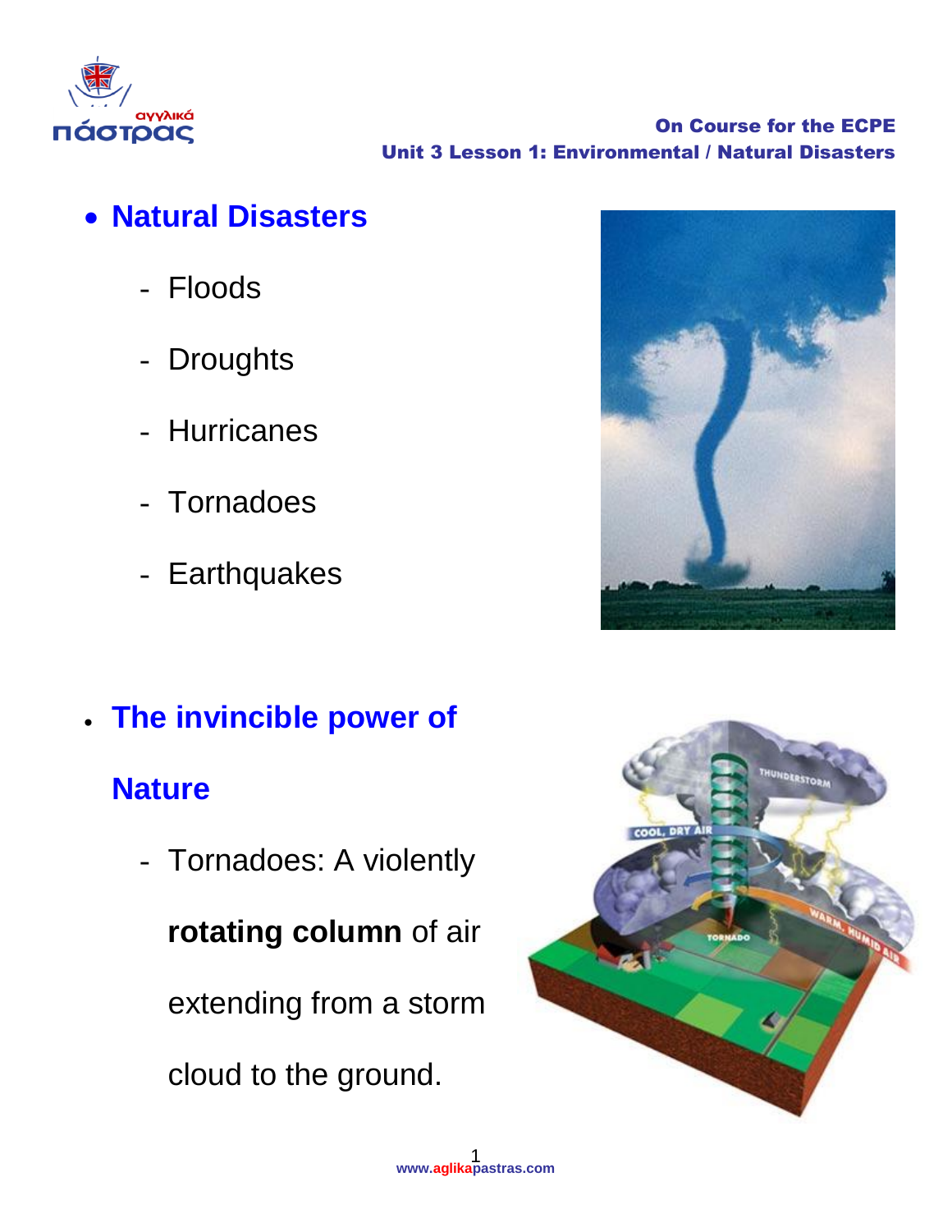- **Natural Disasters**
  - Floods
  - Droughts
  - Hurricanes
  - Tornadoes
  - Earthquakes

- **The invincible power of Nature**
  - Tornadoes: A violently **rotating column** of air extending from a storm cloud to the ground.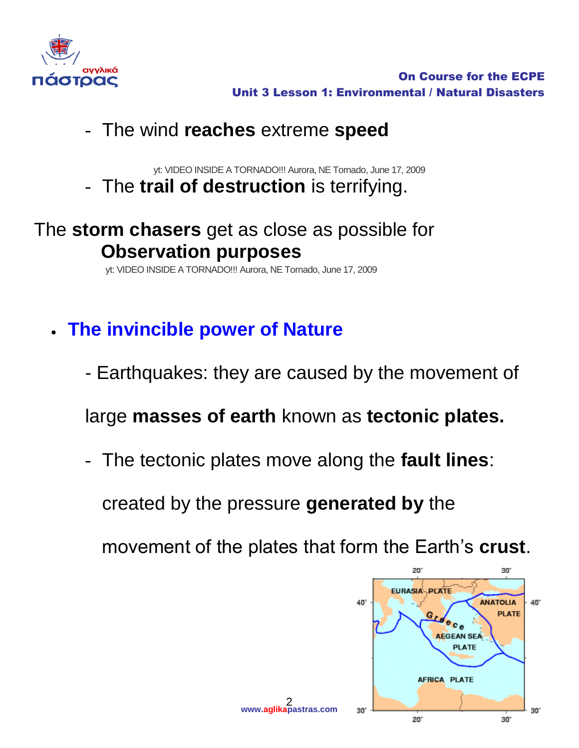- The wind **reaches** extreme **speed**

yt: VIDEO INSIDE A TORNADO!!! Aurora, NE Tornado, June 17, 2009

- The **trail of destruction** is terrifying.

The **storm chasers** get as close as possible for **Observation purposes**

yt: VIDEO INSIDE A TORNADO!!! Aurora, NE Tornado, June 17, 2009

- **The invincible power of Nature**

  - Earthquakes: they are caused by the movement of large **masses of earth** known as **tectonic plates.**

  - The tectonic plates move along the **fault lines**: created by the pressure **generated by** the movement of the plates that form the Earth's **crust**.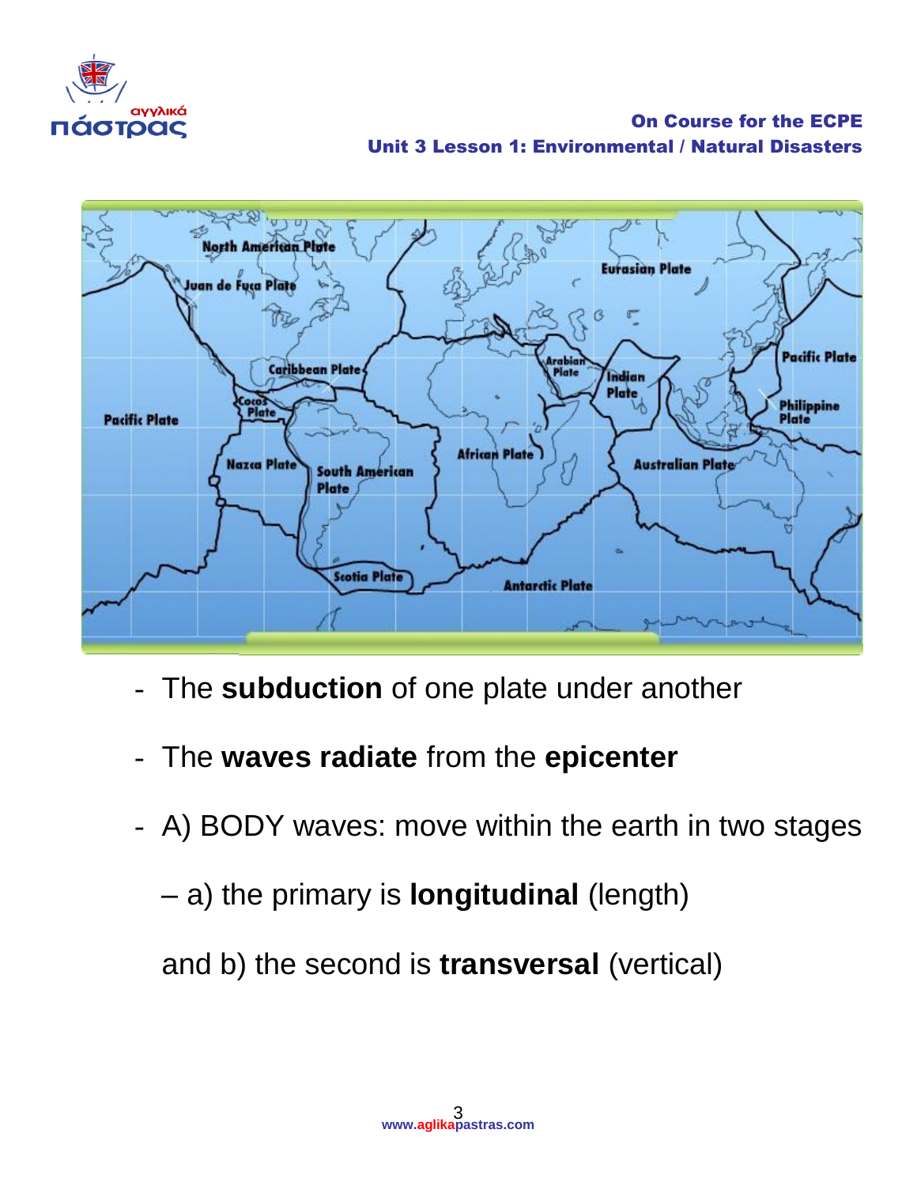- The **subduction** of one plate under another
- The **waves radiate** from the **epicenter**
- A) BODY waves: move within the earth in two stages

  – a) the primary is **longitudinal** (length)

  and b) the second is **transversal** (vertical)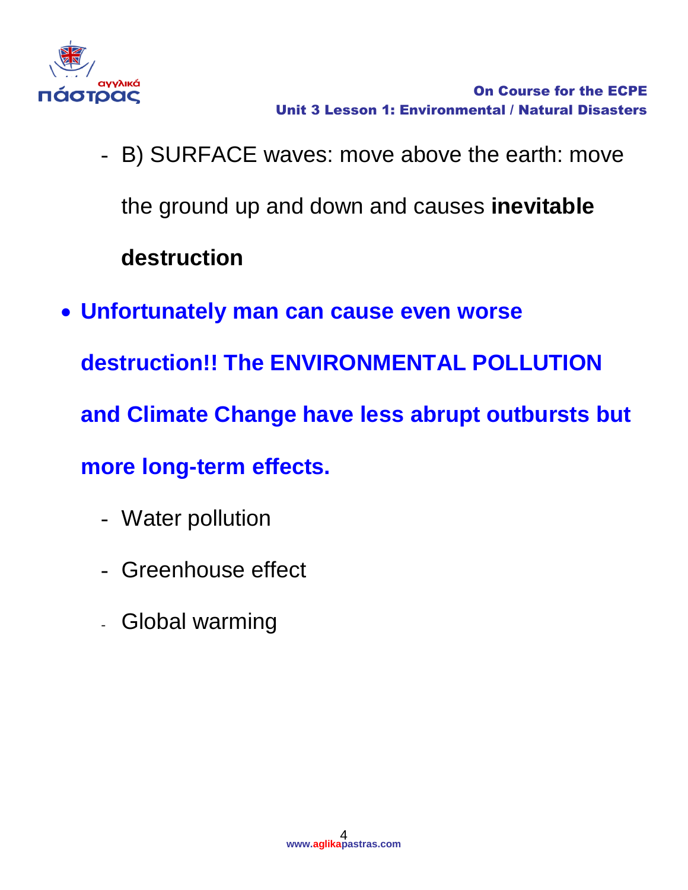- B) SURFACE waves: move above the earth: move the ground up and down and causes **inevitable destruction**

- **Unfortunately man can cause even worse destruction!! The ENVIRONMENTAL POLLUTION and Climate Change have less abrupt outbursts but more long-term effects.**
    - Water pollution
    - Greenhouse effect
    - Global warming